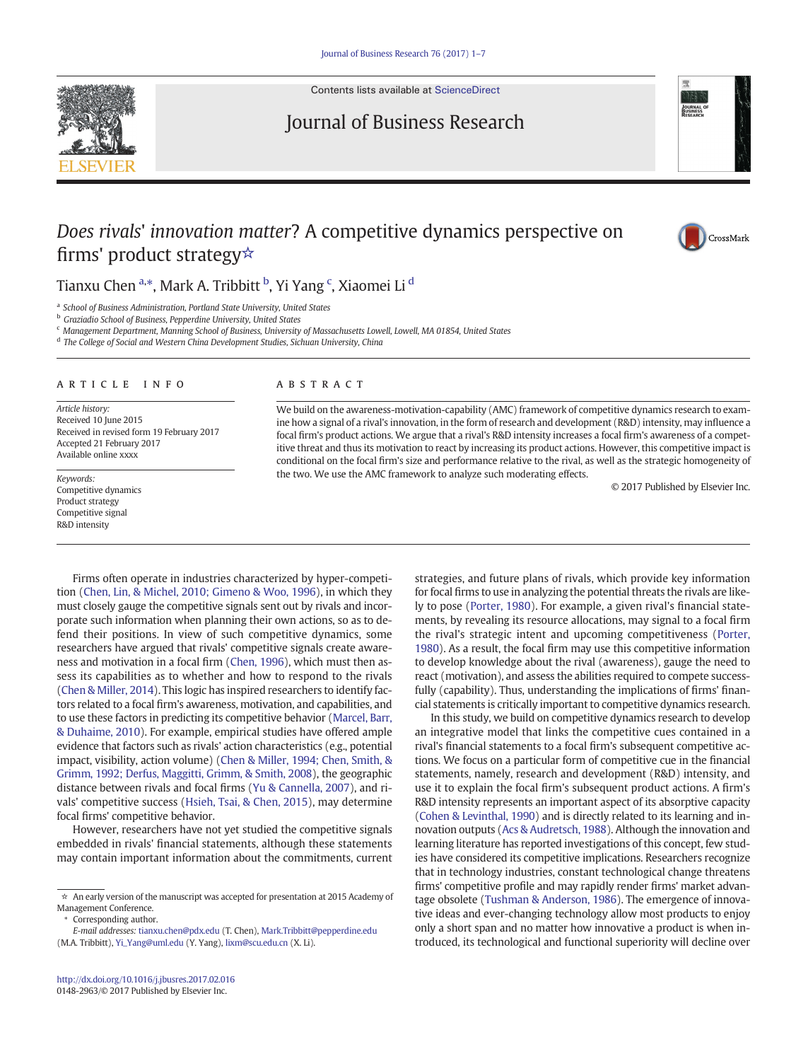# *Does rivals' innovation matter*? A competitive dynamics perspective on firms' product strategy☆

Tianxu Chen [a,*], Mark A. Tribbitt [b], Yi Yang [c], Xiaomei Li [d]

[a] School of Business Administration, Portland State University, United States
[b] Graziadio School of Business, Pepperdine University, United States
[c] Management Department, Manning School of Business, University of Massachusetts Lowell, Lowell, MA 01854, United States
[d] The College of Social and Western China Development Studies, Sichuan University, China

## ARTICLE INFO

*Article history:*
Received 10 June 2015
Received in revised form 19 February 2017
Accepted 21 February 2017
Available online xxxx

*Keywords:*
Competitive dynamics
Product strategy
Competitive signal
R&D intensity

## ABSTRACT

We build on the awareness-motivation-capability (AMC) framework of competitive dynamics research to examine how a signal of a rival's innovation, in the form of research and development (R&D) intensity, may influence a focal firm's product actions. We argue that a rival's R&D intensity increases a focal firm's awareness of a competitive threat and thus its motivation to react by increasing its product actions. However, this competitive impact is conditional on the focal firm's size and performance relative to the rival, as well as the strategic homogeneity of the two. We use the AMC framework to analyze such moderating effects.

© 2017 Published by Elsevier Inc.

Firms often operate in industries characterized by hyper-competition (Chen, Lin, & Michel, 2010; Gimeno & Woo, 1996), in which they must closely gauge the competitive signals sent out by rivals and incorporate such information when planning their own actions, so as to defend their positions. In view of such competitive dynamics, some researchers have argued that rivals' competitive signals create awareness and motivation in a focal firm (Chen, 1996), which must then assess its capabilities as to whether and how to respond to the rivals (Chen & Miller, 2014). This logic has inspired researchers to identify factors related to a focal firm's awareness, motivation, and capabilities, and to use these factors in predicting its competitive behavior (Marcel, Barr, & Duhaime, 2010). For example, empirical studies have offered ample evidence that factors such as rivals' action characteristics (e.g., potential impact, visibility, action volume) (Chen & Miller, 1994; Chen, Smith, & Grimm, 1992; Derfus, Maggitti, Grimm, & Smith, 2008), the geographic distance between rivals and focal firms (Yu & Cannella, 2007), and rivals' competitive success (Hsieh, Tsai, & Chen, 2015), may determine focal firms' competitive behavior.

However, researchers have not yet studied the competitive signals embedded in rivals' financial statements, although these statements may contain important information about the commitments, current strategies, and future plans of rivals, which provide key information for focal firms to use in analyzing the potential threats the rivals are likely to pose (Porter, 1980). For example, a given rival's financial statements, by revealing its resource allocations, may signal to a focal firm the rival's strategic intent and upcoming competitiveness (Porter, 1980). As a result, the focal firm may use this competitive information to develop knowledge about the rival (awareness), gauge the need to react (motivation), and assess the abilities required to compete successfully (capability). Thus, understanding the implications of firms' financial statements is critically important to competitive dynamics research.

In this study, we build on competitive dynamics research to develop an integrative model that links the competitive cues contained in a rival's financial statements to a focal firm's subsequent competitive actions. We focus on a particular form of competitive cue in the financial statements, namely, research and development (R&D) intensity, and use it to explain the focal firm's subsequent product actions. A firm's R&D intensity represents an important aspect of its absorptive capacity (Cohen & Levinthal, 1990) and is directly related to its learning and innovation outputs (Acs & Audretsch, 1988). Although the innovation and learning literature has reported investigations of this concept, few studies have considered its competitive implications. Researchers recognize that in technology industries, constant technological change threatens firms' competitive profile and may rapidly render firms' market advantage obsolete (Tushman & Anderson, 1986). The emergence of innovative ideas and ever-changing technology allow most products to enjoy only a short span and no matter how innovative a product is when introduced, its technological and functional superiority will decline over

☆ An early version of the manuscript was accepted for presentation at 2015 Academy of Management Conference.
\* Corresponding author.
*E-mail addresses:* tianxu.chen@pdx.edu (T. Chen), Mark.Tribbitt@pepperdine.edu (M.A. Tribbitt), Yi_Yang@uml.edu (Y. Yang), lixm@scu.edu.cn (X. Li).

http://dx.doi.org/10.1016/j.jbusres.2017.02.016
0148-2963/© 2017 Published by Elsevier Inc.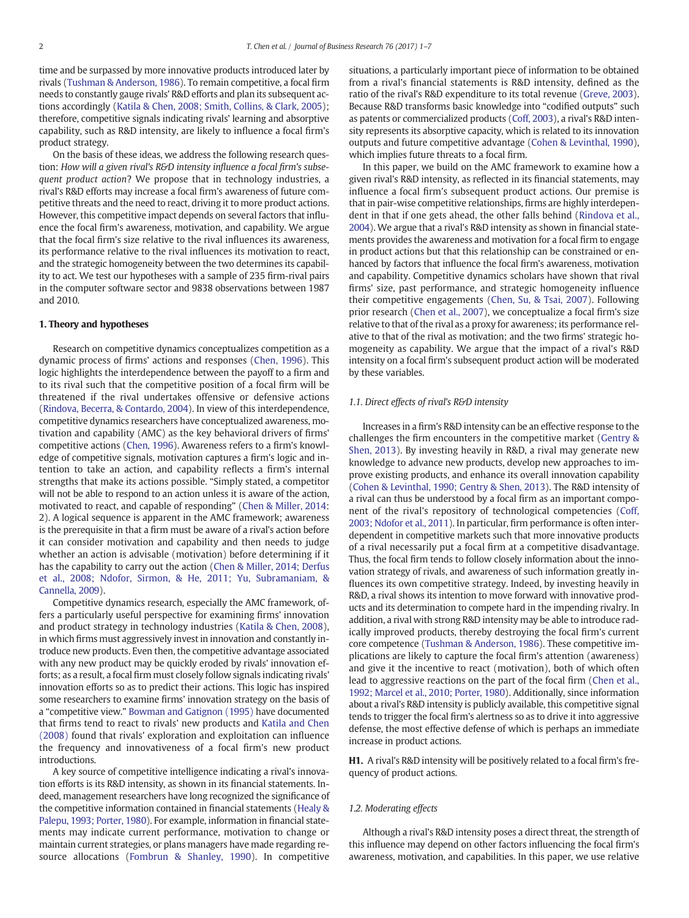time and be surpassed by more innovative products introduced later by rivals (Tushman & Anderson, 1986). To remain competitive, a focal firm needs to constantly gauge rivals' R&D efforts and plan its subsequent actions accordingly (Katila & Chen, 2008; Smith, Collins, & Clark, 2005); therefore, competitive signals indicating rivals' learning and absorptive capability, such as R&D intensity, are likely to influence a focal firm's product strategy.

On the basis of these ideas, we address the following research question: *How will a given rival's R&D intensity influence a focal firm's subsequent product action*? We propose that in technology industries, a rival's R&D efforts may increase a focal firm's awareness of future competitive threats and the need to react, driving it to more product actions. However, this competitive impact depends on several factors that influence the focal firm's awareness, motivation, and capability. We argue that the focal firm's size relative to the rival influences its awareness, its performance relative to the rival influences its motivation to react, and the strategic homogeneity between the two determines its capability to act. We test our hypotheses with a sample of 235 firm-rival pairs in the computer software sector and 9838 observations between 1987 and 2010.

## 1. Theory and hypotheses

Research on competitive dynamics conceptualizes competition as a dynamic process of firms' actions and responses (Chen, 1996). This logic highlights the interdependence between the payoff to a firm and to its rival such that the competitive position of a focal firm will be threatened if the rival undertakes offensive or defensive actions (Rindova, Becerra, & Contardo, 2004). In view of this interdependence, competitive dynamics researchers have conceptualized awareness, motivation and capability (AMC) as the key behavioral drivers of firms' competitive actions (Chen, 1996). Awareness refers to a firm's knowledge of competitive signals, motivation captures a firm's logic and intention to take an action, and capability reflects a firm's internal strengths that make its actions possible. "Simply stated, a competitor will not be able to respond to an action unless it is aware of the action, motivated to react, and capable of responding" (Chen & Miller, 2014: 2). A logical sequence is apparent in the AMC framework; awareness is the prerequisite in that a firm must be aware of a rival's action before it can consider motivation and capability and then needs to judge whether an action is advisable (motivation) before determining if it has the capability to carry out the action (Chen & Miller, 2014; Derfus et al., 2008; Ndofor, Sirmon, & He, 2011; Yu, Subramaniam, & Cannella, 2009).

Competitive dynamics research, especially the AMC framework, offers a particularly useful perspective for examining firms' innovation and product strategy in technology industries (Katila & Chen, 2008), in which firms must aggressively invest in innovation and constantly introduce new products. Even then, the competitive advantage associated with any new product may be quickly eroded by rivals' innovation efforts; as a result, a focal firm must closely follow signals indicating rivals' innovation efforts so as to predict their actions. This logic has inspired some researchers to examine firms' innovation strategy on the basis of a "competitive view." Bowman and Gatignon (1995) have documented that firms tend to react to rivals' new products and Katila and Chen (2008) found that rivals' exploration and exploitation can influence the frequency and innovativeness of a focal firm's new product introductions.

A key source of competitive intelligence indicating a rival's innovation efforts is its R&D intensity, as shown in its financial statements. Indeed, management researchers have long recognized the significance of the competitive information contained in financial statements (Healy & Palepu, 1993; Porter, 1980). For example, information in financial statements may indicate current performance, motivation to change or maintain current strategies, or plans managers have made regarding resource allocations (Fombrun & Shanley, 1990). In competitive situations, a particularly important piece of information to be obtained from a rival's financial statements is R&D intensity, defined as the ratio of the rival's R&D expenditure to its total revenue (Greve, 2003). Because R&D transforms basic knowledge into "codified outputs" such as patents or commercialized products (Coff, 2003), a rival's R&D intensity represents its absorptive capacity, which is related to its innovation outputs and future competitive advantage (Cohen & Levinthal, 1990), which implies future threats to a focal firm.

In this paper, we build on the AMC framework to examine how a given rival's R&D intensity, as reflected in its financial statements, may influence a focal firm's subsequent product actions. Our premise is that in pair-wise competitive relationships, firms are highly interdependent in that if one gets ahead, the other falls behind (Rindova et al., 2004). We argue that a rival's R&D intensity as shown in financial statements provides the awareness and motivation for a focal firm to engage in product actions but that this relationship can be constrained or enhanced by factors that influence the focal firm's awareness, motivation and capability. Competitive dynamics scholars have shown that rival firms' size, past performance, and strategic homogeneity influence their competitive engagements (Chen, Su, & Tsai, 2007). Following prior research (Chen et al., 2007), we conceptualize a focal firm's size relative to that of the rival as a proxy for awareness; its performance relative to that of the rival as motivation; and the two firms' strategic homogeneity as capability. We argue that the impact of a rival's R&D intensity on a focal firm's subsequent product action will be moderated by these variables.

### 1.1. Direct effects of rival's R&D intensity

Increases in a firm's R&D intensity can be an effective response to the challenges the firm encounters in the competitive market (Gentry & Shen, 2013). By investing heavily in R&D, a rival may generate new knowledge to advance new products, develop new approaches to improve existing products, and enhance its overall innovation capability (Cohen & Levinthal, 1990; Gentry & Shen, 2013). The R&D intensity of a rival can thus be understood by a focal firm as an important component of the rival's repository of technological competencies (Coff, 2003; Ndofor et al., 2011). In particular, firm performance is often interdependent in competitive markets such that more innovative products of a rival necessarily put a focal firm at a competitive disadvantage. Thus, the focal firm tends to follow closely information about the innovation strategy of rivals, and awareness of such information greatly influences its own competitive strategy. Indeed, by investing heavily in R&D, a rival shows its intention to move forward with innovative products and its determination to compete hard in the impending rivalry. In addition, a rival with strong R&D intensity may be able to introduce radically improved products, thereby destroying the focal firm's current core competence (Tushman & Anderson, 1986). These competitive implications are likely to capture the focal firm's attention (awareness) and give it the incentive to react (motivation), both of which often lead to aggressive reactions on the part of the focal firm (Chen et al., 1992; Marcel et al., 2010; Porter, 1980). Additionally, since information about a rival's R&D intensity is publicly available, this competitive signal tends to trigger the focal firm's alertness so as to drive it into aggressive defense, the most effective defense of which is perhaps an immediate increase in product actions.

**H1.** A rival's R&D intensity will be positively related to a focal firm's frequency of product actions.

### 1.2. Moderating effects

Although a rival's R&D intensity poses a direct threat, the strength of this influence may depend on other factors influencing the focal firm's awareness, motivation, and capabilities. In this paper, we use relative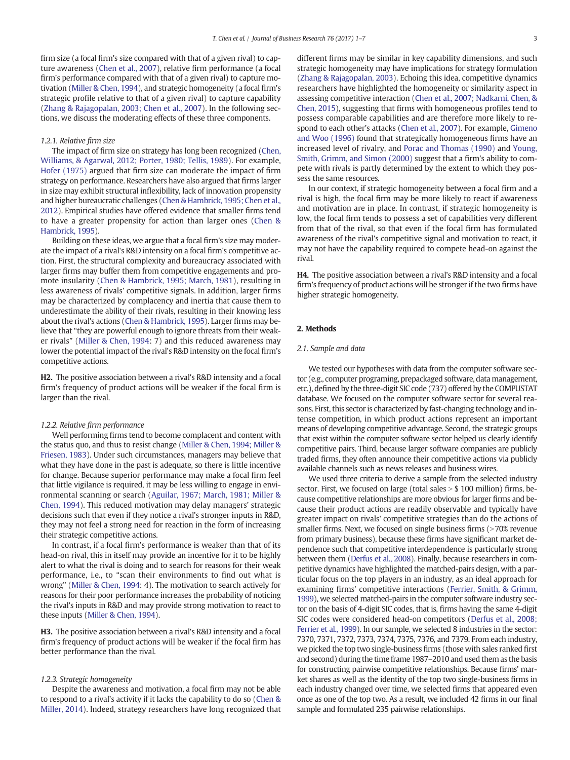firm size (a focal firm's size compared with that of a given rival) to capture awareness (Chen et al., 2007), relative firm performance (a focal firm's performance compared with that of a given rival) to capture motivation (Miller & Chen, 1994), and strategic homogeneity (a focal firm's strategic profile relative to that of a given rival) to capture capability (Zhang & Rajagopalan, 2003; Chen et al., 2007). In the following sections, we discuss the moderating effects of these three components.

#### 1.2.1. Relative firm size

The impact of firm size on strategy has long been recognized (Chen, Williams, & Agarwal, 2012; Porter, 1980; Tellis, 1989). For example, Hofer (1975) argued that firm size can moderate the impact of firm strategy on performance. Researchers have also argued that firms larger in size may exhibit structural inflexibility, lack of innovation propensity and higher bureaucratic challenges (Chen & Hambrick, 1995; Chen et al., 2012). Empirical studies have offered evidence that smaller firms tend to have a greater propensity for action than larger ones (Chen & Hambrick, 1995).

Building on these ideas, we argue that a focal firm's size may moderate the impact of a rival's R&D intensity on a focal firm's competitive action. First, the structural complexity and bureaucracy associated with larger firms may buffer them from competitive engagements and promote insularity (Chen & Hambrick, 1995; March, 1981), resulting in less awareness of rivals' competitive signals. In addition, larger firms may be characterized by complacency and inertia that cause them to underestimate the ability of their rivals, resulting in their knowing less about the rival's actions (Chen & Hambrick, 1995). Larger firms may believe that "they are powerful enough to ignore threats from their weaker rivals" (Miller & Chen, 1994: 7) and this reduced awareness may lower the potential impact of the rival's R&D intensity on the focal firm's competitive actions.

**H2.** The positive association between a rival's R&D intensity and a focal firm's frequency of product actions will be weaker if the focal firm is larger than the rival.

#### 1.2.2. Relative firm performance

Well performing firms tend to become complacent and content with the status quo, and thus to resist change (Miller & Chen, 1994; Miller & Friesen, 1983). Under such circumstances, managers may believe that what they have done in the past is adequate, so there is little incentive for change. Because superior performance may make a focal firm feel that little vigilance is required, it may be less willing to engage in environmental scanning or search (Aguilar, 1967; March, 1981; Miller & Chen, 1994). This reduced motivation may delay managers' strategic decisions such that even if they notice a rival's stronger inputs in R&D, they may not feel a strong need for reaction in the form of increasing their strategic competitive actions.

In contrast, if a focal firm's performance is weaker than that of its head-on rival, this in itself may provide an incentive for it to be highly alert to what the rival is doing and to search for reasons for their weak performance, i.e., to "scan their environments to find out what is wrong" (Miller & Chen, 1994: 4). The motivation to search actively for reasons for their poor performance increases the probability of noticing the rival's inputs in R&D and may provide strong motivation to react to these inputs (Miller & Chen, 1994).

**H3.** The positive association between a rival's R&D intensity and a focal firm's frequency of product actions will be weaker if the focal firm has better performance than the rival.

#### 1.2.3. Strategic homogeneity

Despite the awareness and motivation, a focal firm may not be able to respond to a rival's activity if it lacks the capability to do so (Chen & Miller, 2014). Indeed, strategy researchers have long recognized that different firms may be similar in key capability dimensions, and such strategic homogeneity may have implications for strategy formulation (Zhang & Rajagopalan, 2003). Echoing this idea, competitive dynamics researchers have highlighted the homogeneity or similarity aspect in assessing competitive interaction (Chen et al., 2007; Nadkarni, Chen, & Chen, 2015), suggesting that firms with homogeneous profiles tend to possess comparable capabilities and are therefore more likely to respond to each other's attacks (Chen et al., 2007). For example, Gimeno and Woo (1996) found that strategically homogeneous firms have an increased level of rivalry, and Porac and Thomas (1990) and Young, Smith, Grimm, and Simon (2000) suggest that a firm's ability to compete with rivals is partly determined by the extent to which they possess the same resources.

In our context, if strategic homogeneity between a focal firm and a rival is high, the focal firm may be more likely to react if awareness and motivation are in place. In contrast, if strategic homogeneity is low, the focal firm tends to possess a set of capabilities very different from that of the rival, so that even if the focal firm has formulated awareness of the rival's competitive signal and motivation to react, it may not have the capability required to compete head-on against the rival.

**H4.** The positive association between a rival's R&D intensity and a focal firm's frequency of product actions will be stronger if the two firms have higher strategic homogeneity.

## 2. Methods

### 2.1. Sample and data

We tested our hypotheses with data from the computer software sector (e.g., computer programing, prepackaged software, data management, etc.), defined by the three-digit SIC code (737) offered by the COMPUSTAT database. We focused on the computer software sector for several reasons. First, this sector is characterized by fast-changing technology and intense competition, in which product actions represent an important means of developing competitive advantage. Second, the strategic groups that exist within the computer software sector helped us clearly identify competitive pairs. Third, because larger software companies are publicly traded firms, they often announce their competitive actions via publicly available channels such as news releases and business wires.

We used three criteria to derive a sample from the selected industry sector. First, we focused on large (total sales > $ 100 million) firms, because competitive relationships are more obvious for larger firms and because their product actions are readily observable and typically have greater impact on rivals' competitive strategies than do the actions of smaller firms. Next, we focused on single business firms (>70% revenue from primary business), because these firms have significant market dependence such that competitive interdependence is particularly strong between them (Derfus et al., 2008). Finally, because researchers in competitive dynamics have highlighted the matched-pairs design, with a particular focus on the top players in an industry, as an ideal approach for examining firms' competitive interactions (Ferrier, Smith, & Grimm, 1999), we selected matched-pairs in the computer software industry sector on the basis of 4-digit SIC codes, that is, firms having the same 4-digit SIC codes were considered head-on competitors (Derfus et al., 2008; Ferrier et al., 1999). In our sample, we selected 8 industries in the sector: 7370, 7371, 7372, 7373, 7374, 7375, 7376, and 7379. From each industry, we picked the top two single-business firms (those with sales ranked first and second) during the time frame 1987–2010 and used them as the basis for constructing pairwise competitive relationships. Because firms' market shares as well as the identity of the top two single-business firms in each industry changed over time, we selected firms that appeared even once as one of the top two. As a result, we included 42 firms in our final sample and formulated 235 pairwise relationships.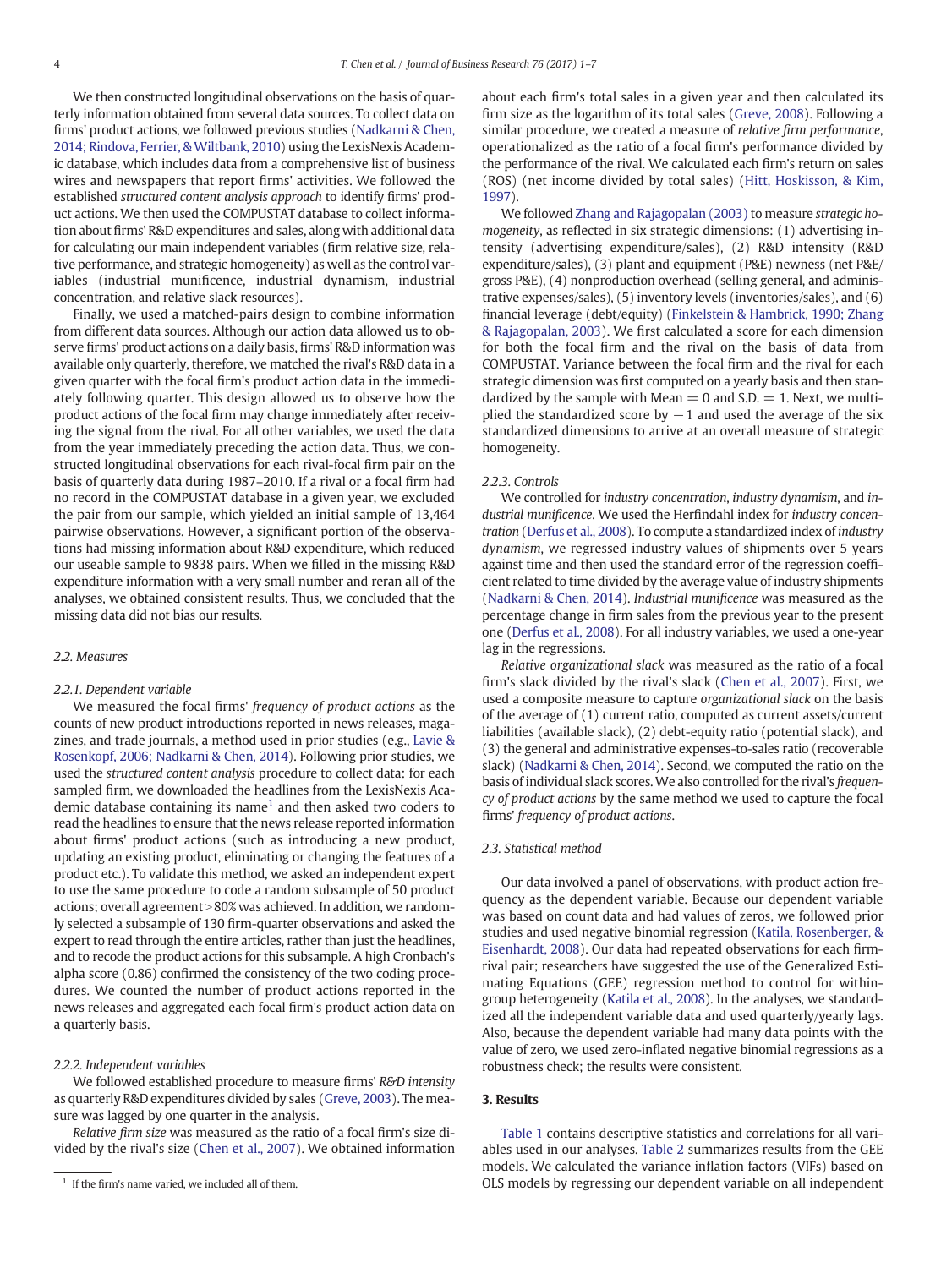We then constructed longitudinal observations on the basis of quarterly information obtained from several data sources. To collect data on firms' product actions, we followed previous studies (Nadkarni & Chen, 2014; Rindova, Ferrier, & Wiltbank, 2010) using the LexisNexis Academic database, which includes data from a comprehensive list of business wires and newspapers that report firms' activities. We followed the established *structured content analysis approach* to identify firms' product actions. We then used the COMPUSTAT database to collect information about firms' R&D expenditures and sales, along with additional data for calculating our main independent variables (firm relative size, relative performance, and strategic homogeneity) as well as the control variables (industrial munificence, industrial dynamism, industrial concentration, and relative slack resources).

Finally, we used a matched-pairs design to combine information from different data sources. Although our action data allowed us to observe firms' product actions on a daily basis, firms' R&D information was available only quarterly, therefore, we matched the rival's R&D data in a given quarter with the focal firm's product action data in the immediately following quarter. This design allowed us to observe how the product actions of the focal firm may change immediately after receiving the signal from the rival. For all other variables, we used the data from the year immediately preceding the action data. Thus, we constructed longitudinal observations for each rival-focal firm pair on the basis of quarterly data during 1987–2010. If a rival or a focal firm had no record in the COMPUSTAT database in a given year, we excluded the pair from our sample, which yielded an initial sample of 13,464 pairwise observations. However, a significant portion of the observations had missing information about R&D expenditure, which reduced our useable sample to 9838 pairs. When we filled in the missing R&D expenditure information with a very small number and reran all of the analyses, we obtained consistent results. Thus, we concluded that the missing data did not bias our results.

### 2.2. Measures

#### 2.2.1. Dependent variable

We measured the focal firms' *frequency of product actions* as the counts of new product introductions reported in news releases, magazines, and trade journals, a method used in prior studies (e.g., Lavie & Rosenkopf, 2006; Nadkarni & Chen, 2014). Following prior studies, we used the *structured content analysis* procedure to collect data: for each sampled firm, we downloaded the headlines from the LexisNexis Academic database containing its name[1] and then asked two coders to read the headlines to ensure that the news release reported information about firms' product actions (such as introducing a new product, updating an existing product, eliminating or changing the features of a product etc.). To validate this method, we asked an independent expert to use the same procedure to code a random subsample of 50 product actions; overall agreement > 80% was achieved. In addition, we randomly selected a subsample of 130 firm-quarter observations and asked the expert to read through the entire articles, rather than just the headlines, and to recode the product actions for this subsample. A high Cronbach's alpha score (0.86) confirmed the consistency of the two coding procedures. We counted the number of product actions reported in the news releases and aggregated each focal firm's product action data on a quarterly basis.

#### 2.2.2. Independent variables

We followed established procedure to measure firms' *R&D intensity* as quarterly R&D expenditures divided by sales (Greve, 2003). The measure was lagged by one quarter in the analysis.

*Relative firm size* was measured as the ratio of a focal firm's size divided by the rival's size (Chen et al., 2007). We obtained information about each firm's total sales in a given year and then calculated its firm size as the logarithm of its total sales (Greve, 2008). Following a similar procedure, we created a measure of *relative firm performance*, operationalized as the ratio of a focal firm's performance divided by the performance of the rival. We calculated each firm's return on sales (ROS) (net income divided by total sales) (Hitt, Hoskisson, & Kim, 1997).

We followed Zhang and Rajagopalan (2003) to measure *strategic homogeneity*, as reflected in six strategic dimensions: (1) advertising intensity (advertising expenditure/sales), (2) R&D intensity (R&D expenditure/sales), (3) plant and equipment (P&E) newness (net P&E/gross P&E), (4) nonproduction overhead (selling general, and administrative expenses/sales), (5) inventory levels (inventories/sales), and (6) financial leverage (debt/equity) (Finkelstein & Hambrick, 1990; Zhang & Rajagopalan, 2003). We first calculated a score for each dimension for both the focal firm and the rival on the basis of data from COMPUSTAT. Variance between the focal firm and the rival for each strategic dimension was first computed on a yearly basis and then standardized by the sample with Mean = 0 and S.D. = 1. Next, we multiplied the standardized score by −1 and used the average of the six standardized dimensions to arrive at an overall measure of strategic homogeneity.

#### 2.2.3. Controls

We controlled for *industry concentration*, *industry dynamism*, and *industrial munificence*. We used the Herfindahl index for *industry concentration* (Derfus et al., 2008). To compute a standardized index of *industry dynamism*, we regressed industry values of shipments over 5 years against time and then used the standard error of the regression coefficient related to time divided by the average value of industry shipments (Nadkarni & Chen, 2014). *Industrial munificence* was measured as the percentage change in firm sales from the previous year to the present one (Derfus et al., 2008). For all industry variables, we used a one-year lag in the regressions.

*Relative organizational slack* was measured as the ratio of a focal firm's slack divided by the rival's slack (Chen et al., 2007). First, we used a composite measure to capture *organizational slack* on the basis of the average of (1) current ratio, computed as current assets/current liabilities (available slack), (2) debt-equity ratio (potential slack), and (3) the general and administrative expenses-to-sales ratio (recoverable slack) (Nadkarni & Chen, 2014). Second, we computed the ratio on the basis of individual slack scores. We also controlled for the rival's *frequency of product actions* by the same method we used to capture the focal firms' *frequency of product actions*.

### 2.3. Statistical method

Our data involved a panel of observations, with product action frequency as the dependent variable. Because our dependent variable was based on count data and had values of zeros, we followed prior studies and used negative binomial regression (Katila, Rosenberger, & Eisenhardt, 2008). Our data had repeated observations for each firm-rival pair; researchers have suggested the use of the Generalized Estimating Equations (GEE) regression method to control for within-group heterogeneity (Katila et al., 2008). In the analyses, we standardized all the independent variable data and used quarterly/yearly lags. Also, because the dependent variable had many data points with the value of zero, we used zero-inflated negative binomial regressions as a robustness check; the results were consistent.

## 3. Results

Table 1 contains descriptive statistics and correlations for all variables used in our analyses. Table 2 summarizes results from the GEE models. We calculated the variance inflation factors (VIFs) based on OLS models by regressing our dependent variable on all independent

[1] If the firm's name varied, we included all of them.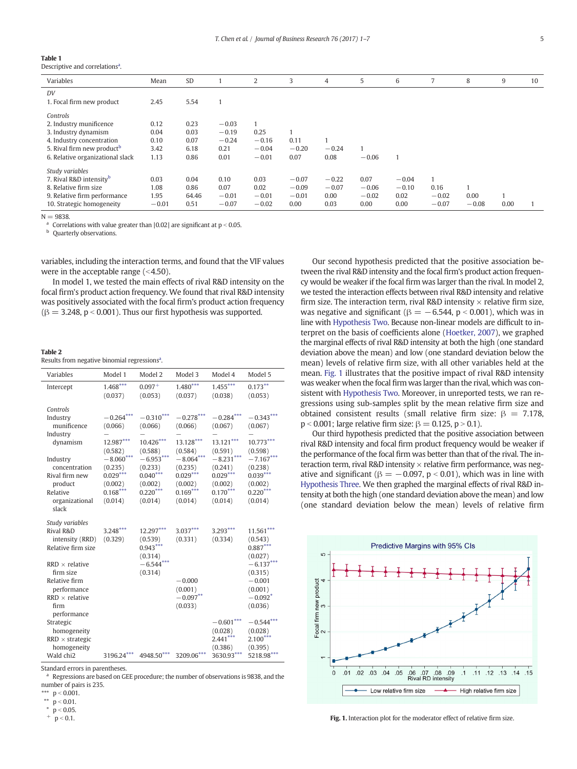**Table 1**
Descriptive and correlations[a].

| Variables | Mean | SD | 1 | 2 | 3 | 4 | 5 | 6 | 7 | 8 | 9 | 10 |
|---|---|---|---|---|---|---|---|---|---|---|---|---|
| *DV* | | | | | | | | | | | | |
| 1. Focal firm new product | 2.45 | 5.54 | 1 | | | | | | | | | |
| *Controls* | | | | | | | | | | | | |
| 2. Industry munificence | 0.12 | 0.23 | −0.03 | 1 | | | | | | | | |
| 3. Industry dynamism | 0.04 | 0.03 | −0.19 | 0.25 | 1 | | | | | | | |
| 4. Industry concentration | 0.10 | 0.07 | −0.24 | −0.16 | 0.11 | 1 | | | | | | |
| 5. Rival firm new product[b] | 3.42 | 6.18 | 0.21 | −0.04 | −0.20 | −0.24 | 1 | | | | | |
| 6. Relative organizational slack | 1.13 | 0.86 | 0.01 | −0.01 | 0.07 | 0.08 | −0.06 | 1 | | | | |
| *Study variables* | | | | | | | | | | | | |
| 7. Rival R&D intensity[b] | 0.03 | 0.04 | 0.10 | 0.03 | −0.07 | −0.22 | 0.07 | −0.04 | 1 | | | |
| 8. Relative firm size | 1.08 | 0.86 | 0.07 | 0.02 | −0.09 | −0.07 | −0.06 | −0.10 | 0.16 | 1 | | |
| 9. Relative firm performance | 1.95 | 64.46 | −0.01 | −0.01 | −0.01 | 0.00 | −0.02 | 0.02 | −0.02 | 0.00 | 1 | |
| 10. Strategic homogeneity | −0.01 | 0.51 | −0.07 | −0.02 | 0.00 | 0.03 | 0.00 | 0.00 | −0.07 | −0.08 | 0.00 | 1 |

N = 9838.
[a] Correlations with value greater than |0.02| are significant at $p < 0.05$.
[b] Quarterly observations.

variables, including the interaction terms, and found that the VIF values were in the acceptable range (<4.50).

In model 1, we tested the main effects of rival R&D intensity on the focal firm's product action frequency. We found that rival R&D intensity was positively associated with the focal firm's product action frequency ($\beta = 3.248$, $p < 0.001$). Thus our first hypothesis was supported.

**Table 2**
Results from negative binomial regressions[a].

| Variables | Model 1 | Model 2 | Model 3 | Model 4 | Model 5 |
|---|---|---|---|---|---|
| Intercept | 1.468*** (0.037) | 0.097+ (0.053) | 1.480*** (0.037) | 1.455*** (0.038) | 0.173** (0.053) |
| *Controls* | | | | | |
| Industry munificence | −0.264*** (0.066) | −0.310*** (0.066) | −0.278*** (0.066) | −0.284*** (0.067) | −0.343*** (0.067) |
| Industry dynamism | −12.987*** (0.582) | −10.426*** (0.588) | −13.128*** (0.584) | −13.121*** (0.591) | −10.773*** (0.598) |
| Industry concentration | −8.060*** (0.235) | −6.953*** (0.233) | −8.064*** (0.235) | −8.231*** (0.241) | −7.167*** (0.238) |
| Rival firm new product | 0.029*** (0.002) | 0.040*** (0.002) | 0.029*** (0.002) | 0.029*** (0.002) | 0.039*** (0.002) |
| Relative organizational slack | 0.168*** (0.014) | 0.220*** (0.014) | 0.169*** (0.014) | 0.170*** (0.014) | 0.220*** (0.014) |
| *Study variables* | | | | | |
| Rival R&D intensity (RRD) | 3.248*** (0.329) | 12.297*** (0.539) | 3.037*** (0.331) | 3.293*** (0.334) | 11.561*** (0.543) |
| Relative firm size | | 0.943*** (0.314) | | | 0.887*** (0.027) |
| RRD × relative firm size | | −6.544*** (0.314) | | | −6.137*** (0.315) |
| Relative firm performance | | | −0.000 (0.001) | | −0.001 (0.001) |
| RRD × relative firm performance | | | −0.097** (0.033) | | −0.092* (0.036) |
| Strategic homogeneity | | | | −0.601*** (0.028) | −0.544*** (0.028) |
| RRD × strategic homogeneity | | | | 2.441*** (0.386) | 2.100*** (0.395) |
| Wald chi2 | 3196.24*** | 4948.50*** | 3209.06*** | 3630.93*** | 5218.98*** |

Standard errors in parentheses.
[a] Regressions are based on GEE procedure; the number of observations is 9838, and the number of pairs is 235.
*** $p < 0.001$.
** $p < 0.01$.
* $p < 0.05$.
+ $p < 0.1$.

Our second hypothesis predicted that the positive association between the rival R&D intensity and the focal firm's product action frequency would be weaker if the focal firm was larger than the rival. In model 2, we tested the interaction effects between rival R&D intensity and relative firm size. The interaction term, rival R&D intensity × relative firm size, was negative and significant ($\beta = -6.544$, $p < 0.001$), which was in line with Hypothesis Two. Because non-linear models are difficult to interpret on the basis of coefficients alone (Hoetker, 2007), we graphed the marginal effects of rival R&D intensity at both the high (one standard deviation above the mean) and low (one standard deviation below the mean) levels of relative firm size, with all other variables held at the mean. Fig. 1 illustrates that the positive impact of rival R&D intensity was weaker when the focal firm was larger than the rival, which was consistent with Hypothesis Two. Moreover, in unreported tests, we ran regressions using sub-samples split by the mean relative firm size and obtained consistent results (small relative firm size: $\beta = 7.178$, $p < 0.001$; large relative firm size: $\beta = 0.125$, $p > 0.1$).

Our third hypothesis predicted that the positive association between rival R&D intensity and focal firm product frequency would be weaker if the performance of the focal firm was better than that of the rival. The interaction term, rival R&D intensity × relative firm performance, was negative and significant ($\beta = -0.097$, $p < 0.01$), which was in line with Hypothesis Three. We then graphed the marginal effects of rival R&D intensity at both the high (one standard deviation above the mean) and low (one standard deviation below the mean) levels of relative firm

**Fig. 1.** Interaction plot for the moderator effect of relative firm size.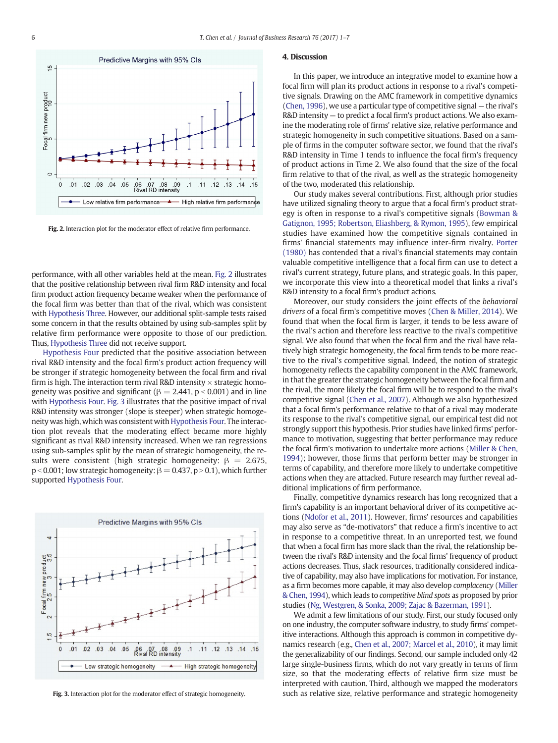**Fig. 2.** Interaction plot for the moderator effect of relative firm performance.

performance, with all other variables held at the mean. Fig. 2 illustrates that the positive relationship between rival firm R&D intensity and focal firm product action frequency became weaker when the performance of the focal firm was better than that of the rival, which was consistent with Hypothesis Three. However, our additional split-sample tests raised some concern in that the results obtained by using sub-samples split by relative firm performance were opposite to those of our prediction. Thus, Hypothesis Three did not receive support.

Hypothesis Four predicted that the positive association between rival R&D intensity and the focal firm's product action frequency will be stronger if strategic homogeneity between the focal firm and rival firm is high. The interaction term rival R&D intensity × strategic homogeneity was positive and significant ($\beta = 2.441$, $p < 0.001$) and in line with Hypothesis Four. Fig. 3 illustrates that the positive impact of rival R&D intensity was stronger (slope is steeper) when strategic homogeneity was high, which was consistent with Hypothesis Four. The interaction plot reveals that the moderating effect became more highly significant as rival R&D intensity increased. When we ran regressions using sub-samples split by the mean of strategic homogeneity, the results were consistent (high strategic homogeneity: $\beta = 2.675$, $p < 0.001$; low strategic homogeneity: $\beta = 0.437$, $p > 0.1$), which further supported Hypothesis Four.

**Fig. 3.** Interaction plot for the moderator effect of strategic homogeneity.

## 4. Discussion

In this paper, we introduce an integrative model to examine how a focal firm will plan its product actions in response to a rival's competitive signals. Drawing on the AMC framework in competitive dynamics (Chen, 1996), we use a particular type of competitive signal — the rival's R&D intensity — to predict a focal firm's product actions. We also examine the moderating role of firms' relative size, relative performance and strategic homogeneity in such competitive situations. Based on a sample of firms in the computer software sector, we found that the rival's R&D intensity in Time 1 tends to influence the focal firm's frequency of product actions in Time 2. We also found that the size of the focal firm relative to that of the rival, as well as the strategic homogeneity of the two, moderated this relationship.

Our study makes several contributions. First, although prior studies have utilized signaling theory to argue that a focal firm's product strategy is often in response to a rival's competitive signals (Bowman & Gatignon, 1995; Robertson, Eliashberg, & Rymon, 1995), few empirical studies have examined how the competitive signals contained in firms' financial statements may influence inter-firm rivalry. Porter (1980) has contended that a rival's financial statements may contain valuable competitive intelligence that a focal firm can use to detect a rival's current strategy, future plans, and strategic goals. In this paper, we incorporate this view into a theoretical model that links a rival's R&D intensity to a focal firm's product actions.

Moreover, our study considers the joint effects of the *behavioral drivers* of a focal firm's competitive moves (Chen & Miller, 2014). We found that when the focal firm is larger, it tends to be less aware of the rival's action and therefore less reactive to the rival's competitive signal. We also found that when the focal firm and the rival have relatively high strategic homogeneity, the focal firm tends to be more reactive to the rival's competitive signal. Indeed, the notion of strategic homogeneity reflects the capability component in the AMC framework, in that the greater the strategic homogeneity between the focal firm and the rival, the more likely the focal firm will be to respond to the rival's competitive signal (Chen et al., 2007). Although we also hypothesized that a focal firm's performance relative to that of a rival may moderate its response to the rival's competitive signal, our empirical test did not strongly support this hypothesis. Prior studies have linked firms' performance to motivation, suggesting that better performance may reduce the focal firm's motivation to undertake more actions (Miller & Chen, 1994); however, those firms that perform better may be stronger in terms of capability, and therefore more likely to undertake competitive actions when they are attacked. Future research may further reveal additional implications of firm performance.

Finally, competitive dynamics research has long recognized that a firm's capability is an important behavioral driver of its competitive actions (Ndofor et al., 2011). However, firms' resources and capabilities may also serve as "de-motivators" that reduce a firm's incentive to act in response to a competitive threat. In an unreported test, we found that when a focal firm has more slack than the rival, the relationship between the rival's R&D intensity and the focal firms' frequency of product actions decreases. Thus, slack resources, traditionally considered indicative of capability, may also have implications for motivation. For instance, as a firm becomes more capable, it may also develop *complacency* (Miller & Chen, 1994), which leads to *competitive blind spots* as proposed by prior studies (Ng, Westgren, & Sonka, 2009; Zajac & Bazerman, 1991).

We admit a few limitations of our study. First, our study focused only on one industry, the computer software industry, to study firms' competitive interactions. Although this approach is common in competitive dynamics research (e.g., Chen et al., 2007; Marcel et al., 2010), it may limit the generalizability of our findings. Second, our sample included only 42 large single-business firms, which do not vary greatly in terms of firm size, so that the moderating effects of relative firm size must be interpreted with caution. Third, although we mapped the moderators such as relative size, relative performance and strategic homogeneity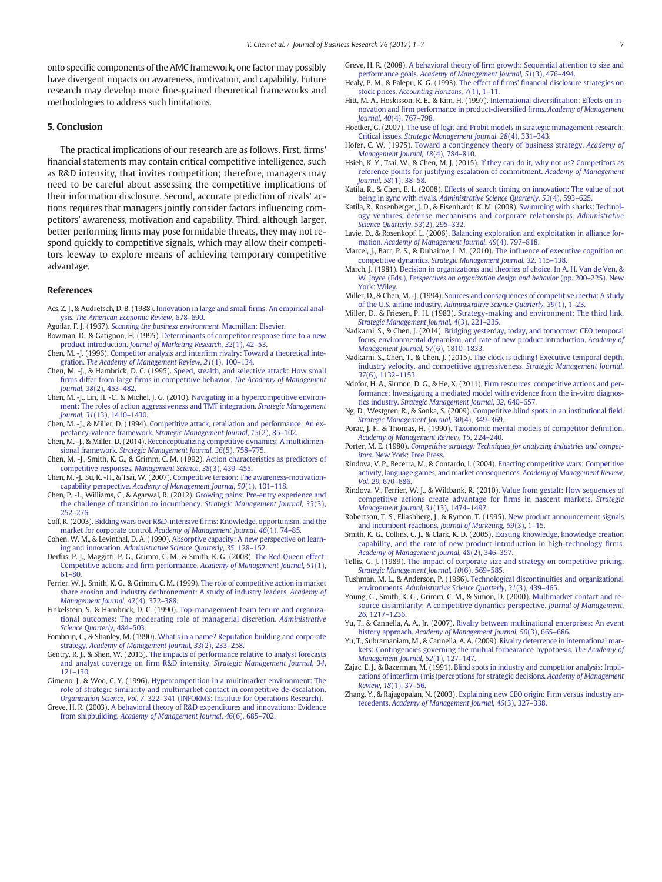onto specific components of the AMC framework, one factor may possibly have divergent impacts on awareness, motivation, and capability. Future research may develop more fine-grained theoretical frameworks and methodologies to address such limitations.

## 5. Conclusion

The practical implications of our research are as follows. First, firms' financial statements may contain critical competitive intelligence, such as R&D intensity, that invites competition; therefore, managers may need to be careful about assessing the competitive implications of their information disclosure. Second, accurate prediction of rivals' actions requires that managers jointly consider factors influencing competitors' awareness, motivation and capability. Third, although larger, better performing firms may pose formidable threats, they may not respond quickly to competitive signals, which may allow their competitors leeway to explore means of achieving temporary competitive advantage.

## References

Acs, Z. J., & Audretsch, D. B. (1988). Innovation in large and small firms: An empirical analysis. *The American Economic Review*, 678–690.

Aguilar, F. J. (1967). *Scanning the business environment*. Macmillan: Elsevier.

Bowman, D., & Gatignon, H. (1995). Determinants of competitor response time to a new product introduction. *Journal of Marketing Research*, *32*(1), 42–53.

Chen, M. -J. (1996). Competitor analysis and interfirm rivalry: Toward a theoretical integration. *The Academy of Management Review*, *21*(1), 100–134.

Chen, M. -J., & Hambrick, D. C. (1995). Speed, stealth, and selective attack: How small firms differ from large firms in competitive behavior. *The Academy of Management Journal*, *38*(2), 453–482.

Chen, M. -J., Lin, H. -C., & Michel, J. G. (2010). Navigating in a hypercompetitive environment: The roles of action aggressiveness and TMT integration. *Strategic Management Journal*, *31*(13), 1410–1430.

Chen, M. -J., & Miller, D. (1994). Competitive attack, retaliation and performance: An expectancy-valence framework. *Strategic Management Journal*, *15*(2), 85–102.

Chen, M. -J., & Miller, D. (2014). Reconceptualizing competitive dynamics: A multidimensional framework. *Strategic Management Journal*, *36*(5), 758–775.

Chen, M. -J., Smith, K. G., & Grimm, C. M. (1992). Action characteristics as predictors of competitive responses. *Management Science*, *38*(3), 439–455.

Chen, M. -J., Su, K. -H., & Tsai, W. (2007). Competitive tension: The awareness-motivation-capability perspective. *Academy of Management Journal*, *50*(1), 101–118.

Chen, P. -L., Williams, C., & Agarwal, R. (2012). Growing pains: Pre-entry experience and the challenge of transition to incumbency. *Strategic Management Journal*, *33*(3), 252–276.

Coff, R. (2003). Bidding wars over R&D-intensive firms: Knowledge, opportunism, and the market for corporate control. *Academy of Management Journal*, *46*(1), 74–85.

Cohen, W. M., & Levinthal, D. A. (1990). Absorptive capacity: A new perspective on learning and innovation. *Administrative Science Quarterly*, *35*, 128–152.

Derfus, P. J., Maggitti, P. G., Grimm, C. M., & Smith, K. G. (2008). The Red Queen effect: Competitive actions and firm performance. *Academy of Management Journal*, *51*(1), 61–80.

Ferrier, W. J., Smith, K. G., & Grimm, C. M. (1999). The role of competitive action in market share erosion and industry dethronement: A study of industry leaders. *Academy of Management Journal*, *42*(4), 372–388.

Finkelstein, S., & Hambrick, D. C. (1990). Top-management-team tenure and organizational outcomes: The moderating role of managerial discretion. *Administrative Science Quarterly*, 484–503.

Fombrun, C., & Shanley, M. (1990). What's in a name? Reputation building and corporate strategy. *Academy of Management Journal*, *33*(2), 233–258.

Gentry, R. J., & Shen, W. (2013). The impacts of performance relative to analyst forecasts and analyst coverage on firm R&D intensity. *Strategic Management Journal*, *34*, 121–130.

Gimeno, J., & Woo, C. Y. (1996). Hypercompetition in a multimarket environment: The role of strategic similarity and multimarket contact in competitive de-escalation. *Organization Science*, *Vol. 7*, 322–341 (INFORMS: Institute for Operations Research).

Greve, H. R. (2003). A behavioral theory of R&D expenditures and innovations: Evidence from shipbuilding. *Academy of Management Journal*, *46*(6), 685–702.

Greve, H. R. (2008). A behavioral theory of firm growth: Sequential attention to size and performance goals. *Academy of Management Journal*, *51*(3), 476–494.

Healy, P. M., & Palepu, K. G. (1993). The effect of firms' financial disclosure strategies on stock prices. *Accounting Horizons*, *7*(1), 1–11.

Hitt, M. A., Hoskisson, R. E., & Kim, H. (1997). International diversification: Effects on innovation and firm performance in product-diversified firms. *Academy of Management Journal*, *40*(4), 767–798.

Hoetker, G. (2007). The use of logit and Probit models in strategic management research: Critical issues. *Strategic Management Journal*, *28*(4), 331–343.

Hofer, C. W. (1975). Toward a contingency theory of business strategy. *Academy of Management Journal*, *18*(4), 784–810.

Hsieh, K. Y., Tsai, W., & Chen, M. J. (2015). If they can do it, why not us? Competitors as reference points for justifying escalation of commitment. *Academy of Management Journal*, *58*(1), 38–58.

Katila, R., & Chen, E. L. (2008). Effects of search timing on innovation: The value of not being in sync with rivals. *Administrative Science Quarterly*, *53*(4), 593–625.

Katila, R., Rosenberger, J. D., & Eisenhardt, K. M. (2008). Swimming with sharks: Technology ventures, defense mechanisms and corporate relationships. *Administrative Science Quarterly*, *53*(2), 295–332.

Lavie, D., & Rosenkopf, L. (2006). Balancing exploration and exploitation in alliance formation. *Academy of Management Journal*, *49*(4), 797–818.

Marcel, J., Barr, P. S., & Duhaime, I. M. (2010). The influence of executive cognition on competitive dynamics. *Strategic Management Journal*, *32*, 115–138.

March, J. (1981). Decision in organizations and theories of choice. In A. H. Van de Ven, & W. Joyce (Eds.), *Perspectives on organization design and behavior* (pp. 200–225). New York: Wiley.

Miller, D., & Chen, M. -J. (1994). Sources and consequences of competitive inertia: A study of the U.S. airline industry. *Administrative Science Quarterly*, *39*(1), 1–23.

Miller, D., & Friesen, P. H. (1983). Strategy-making and environment: The third link. *Strategic Management Journal*, *4*(3), 221–235.

Nadkarni, S., & Chen, J. (2014). Bridging yesterday, today, and tomorrow: CEO temporal focus, environmental dynamism, and rate of new product introduction. *Academy of Management Journal*, *57*(6), 1810–1833.

Nadkarni, S., Chen, T., & Chen, J. (2015). The clock is ticking! Executive temporal depth, industry velocity, and competitive aggressiveness. *Strategic Management Journal*, *37*(6), 1132–1153.

Ndofor, H. A., Sirmon, D. G., & He, X. (2011). Firm resources, competitive actions and performance: Investigating a mediated model with evidence from the in-vitro diagnostics industry. *Strategic Management Journal*, *32*, 640–657.

Ng, D., Westgren, R., & Sonka, S. (2009). Competitive blind spots in an institutional field. *Strategic Management Journal*, *30*(4), 349–369.

Porac, J. F., & Thomas, H. (1990). Taxonomic mental models of competitor definition. *Academy of Management Review*, *15*, 224–240.

Porter, M. E. (1980). *Competitive strategy: Techniques for analyzing industries and competitors*. New York: Free Press.

Rindova, V. P., Becerra, M., & Contardo, I. (2004). Enacting competitive wars: Competitive activity, language games, and market consequences. *Academy of Management Review*, *Vol. 29*, 670–686.

Rindova, V., Ferrier, W. J., & Wiltbank, R. (2010). Value from gestalt: How sequences of competitive actions create advantage for firms in nascent markets. *Strategic Management Journal*, *31*(13), 1474–1497.

Robertson, T. S., Eliashberg, J., & Rymon, T. (1995). New product announcement signals and incumbent reactions. *Journal of Marketing*, *59*(3), 1–15.

Smith, K. G., Collins, C. J., & Clark, K. D. (2005). Existing knowledge, knowledge creation capability, and the rate of new product introduction in high-technology firms. *Academy of Management Journal*, *48*(2), 346–357.

Tellis, G. J. (1989). The impact of corporate size and strategy on competitive pricing. *Strategic Management Journal*, *10*(6), 569–585.

Tushman, M. L., & Anderson, P. (1986). Technological discontinuities and organizational environments. *Administrative Science Quarterly*, *31*(3), 439–465.

Young, G., Smith, K. G., Grimm, C. M., & Simon, D. (2000). Multimarket contact and resource dissimilarity: A competitive dynamics perspective. *Journal of Management*, *26*, 1217–1236.

Yu, T., & Cannella, A. A., Jr. (2007). Rivalry between multinational enterprises: An event history approach. *Academy of Management Journal*, *50*(3), 665–686.

Yu, T., Subramaniam, M., & Cannella, A. A. (2009). Rivalry deterrence in international markets: Contingencies governing the mutual forbearance hypothesis. *The Academy of Management Journal*, *52*(1), 127–147.

Zajac, E. J., & Bazerman, M. (1991). Blind spots in industry and competitor analysis: Implications of interfirm (mis)perceptions for strategic decisions. *Academy of Management Review*, *18*(1), 37–56.

Zhang, Y., & Rajagopalan, N. (2003). Explaining new CEO origin: Firm versus industry antecedents. *Academy of Management Journal*, *46*(3), 327–338.